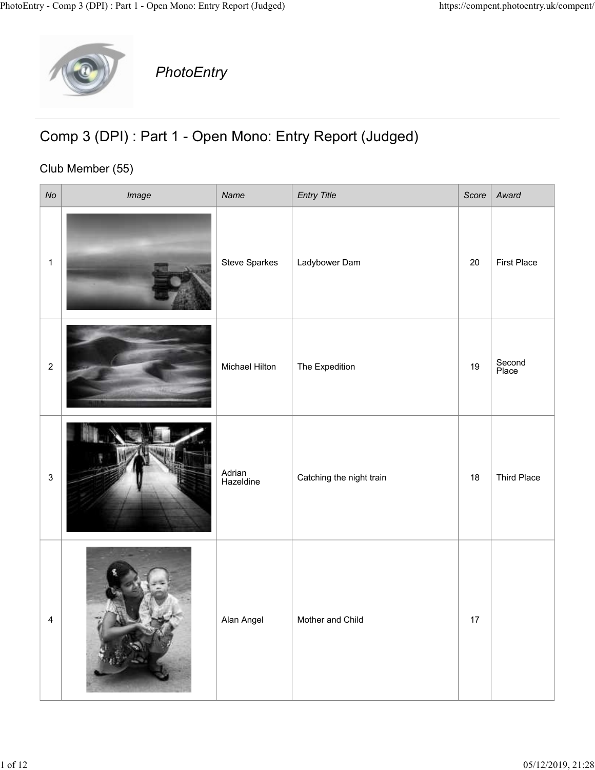PhotoEntry

# Comp 3 (DPI) : Part 1 - Open Mono: Entry Report (Judged)

## Club Member (55)

| No | Image | Name | Entry Title | Score | Award |
|---|---|---|---|---|---|
| 1 | | Steve Sparkes | Ladybower Dam | 20 | First Place |
| 2 | | Michael Hilton | The Expedition | 19 | Second Place |
| 3 | | Adrian Hazeldine | Catching the night train | 18 | Third Place |
| 4 | | Alan Angel | Mother and Child | 17 | |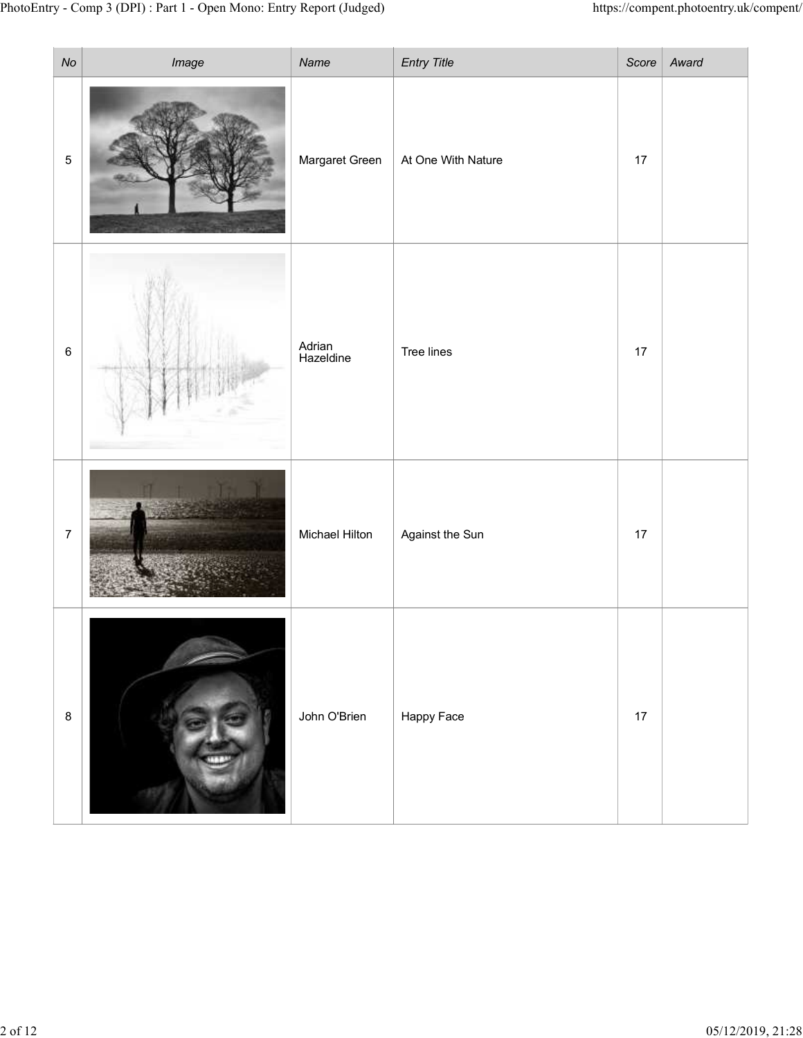| No | Image | Name | Entry Title | Score | Award |
|---|---|---|---|---|---|
| 5 | | Margaret Green | At One With Nature | 17 | |
| 6 | | Adrian Hazeldine | Tree lines | 17 | |
| 7 | | Michael Hilton | Against the Sun | 17 | |
| 8 | | John O'Brien | Happy Face | 17 | |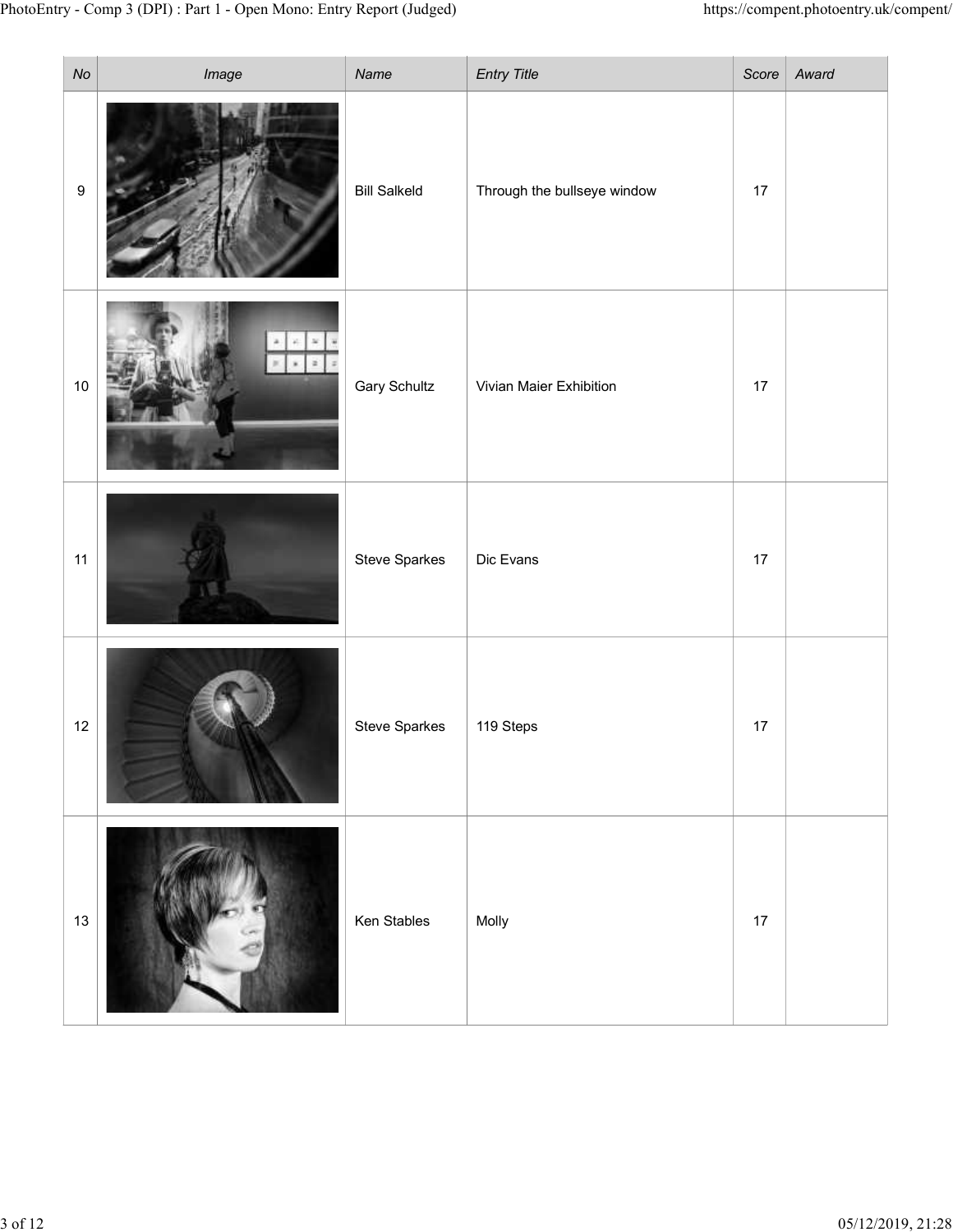| No | Image | Name | Entry Title | Score | Award |
|---|---|---|---|---|---|
| 9 | | Bill Salkeld | Through the bullseye window | 17 | |
| 10 | | Gary Schultz | Vivian Maier Exhibition | 17 | |
| 11 | | Steve Sparkes | Dic Evans | 17 | |
| 12 | | Steve Sparkes | 119 Steps | 17 | |
| 13 | | Ken Stables | Molly | 17 | |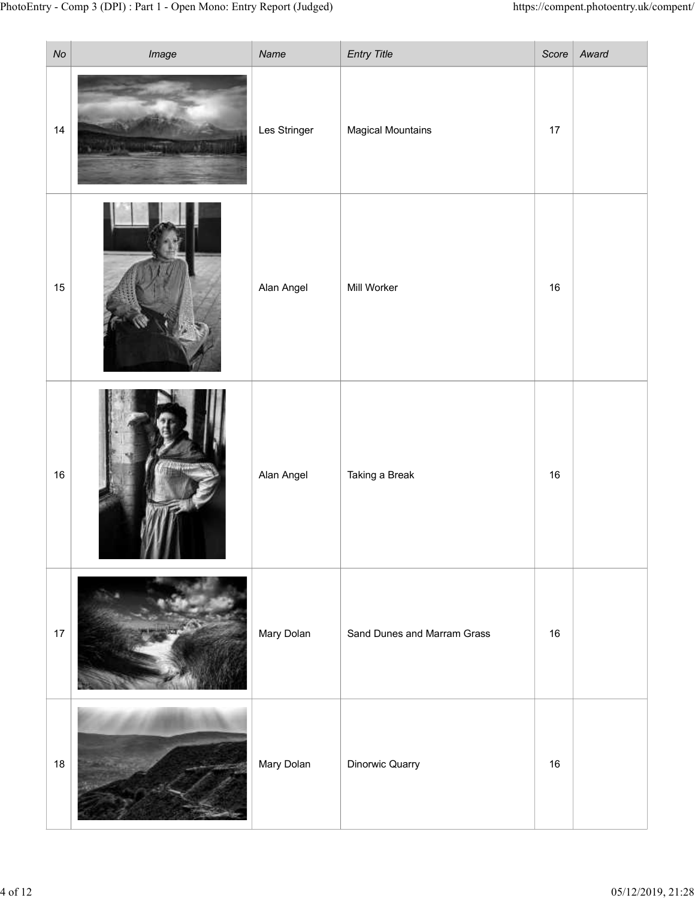| No | Image | Name | Entry Title | Score | Award |
|---|---|---|---|---|---|
| 14 | | Les Stringer | Magical Mountains | 17 | |
| 15 | | Alan Angel | Mill Worker | 16 | |
| 16 | | Alan Angel | Taking a Break | 16 | |
| 17 | | Mary Dolan | Sand Dunes and Marram Grass | 16 | |
| 18 | | Mary Dolan | Dinorwic Quarry | 16 | |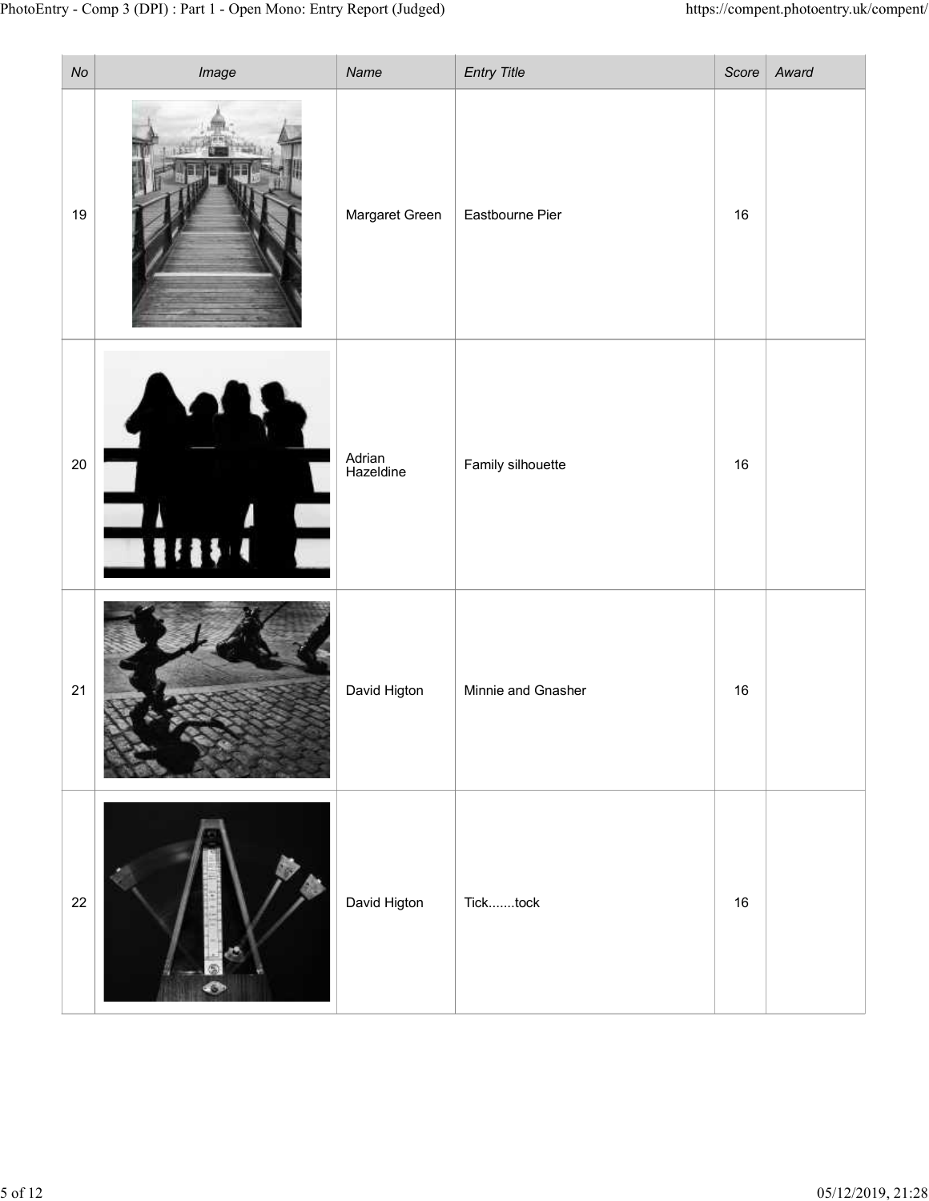| No | Image | Name | Entry Title | Score | Award |
|---|---|---|---|---|---|
| 19 | | Margaret Green | Eastbourne Pier | 16 | |
| 20 | | Adrian Hazeldine | Family silhouette | 16 | |
| 21 | | David Higton | Minnie and Gnasher | 16 | |
| 22 | | David Higton | Tick.......tock | 16 | |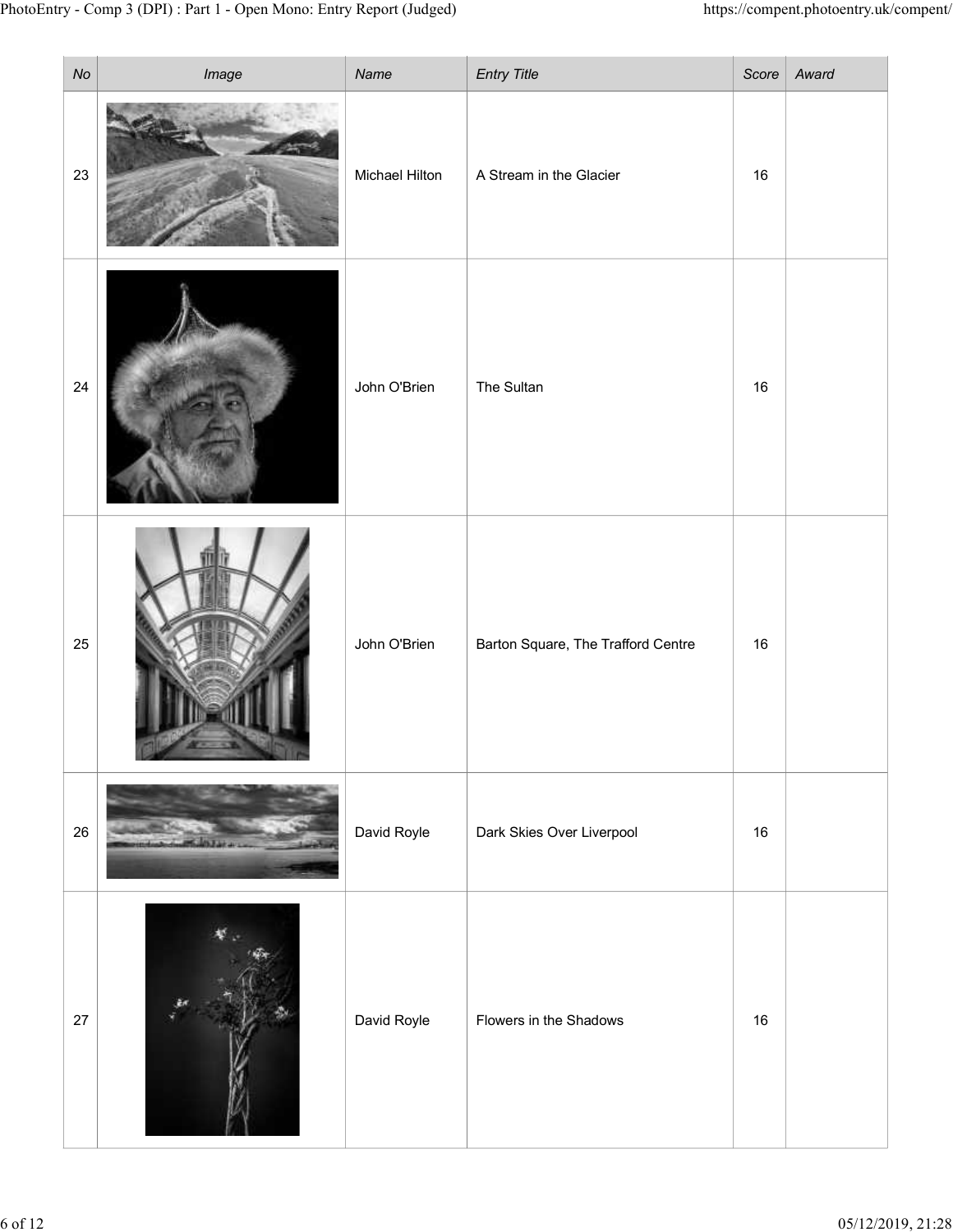| No | Image | Name | Entry Title | Score | Award |
|---|---|---|---|---|---|
| 23 | | Michael Hilton | A Stream in the Glacier | 16 | |
| 24 | | John O'Brien | The Sultan | 16 | |
| 25 | | John O'Brien | Barton Square, The Trafford Centre | 16 | |
| 26 | | David Royle | Dark Skies Over Liverpool | 16 | |
| 27 | | David Royle | Flowers in the Shadows | 16 | |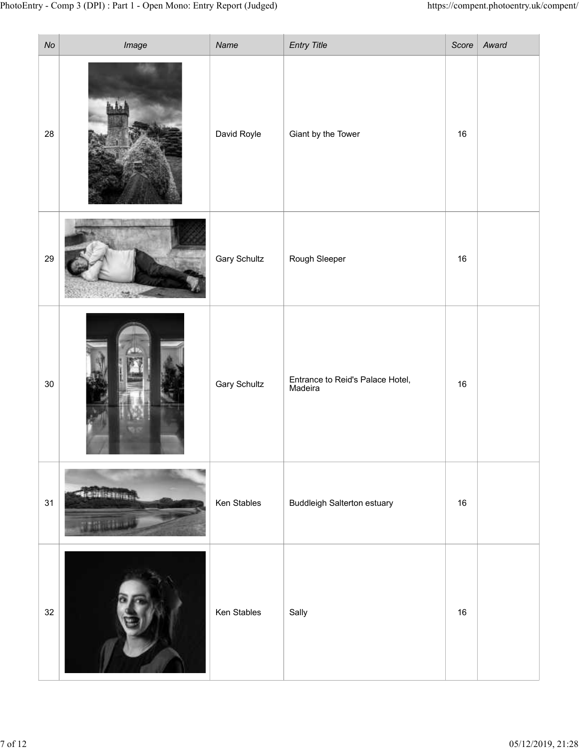| No | Image | Name | Entry Title | Score | Award |
|---|---|---|---|---|---|
| 28 | | David Royle | Giant by the Tower | 16 | |
| 29 | | Gary Schultz | Rough Sleeper | 16 | |
| 30 | | Gary Schultz | Entrance to Reid's Palace Hotel, Madeira | 16 | |
| 31 | | Ken Stables | Buddleigh Salterton estuary | 16 | |
| 32 | | Ken Stables | Sally | 16 | |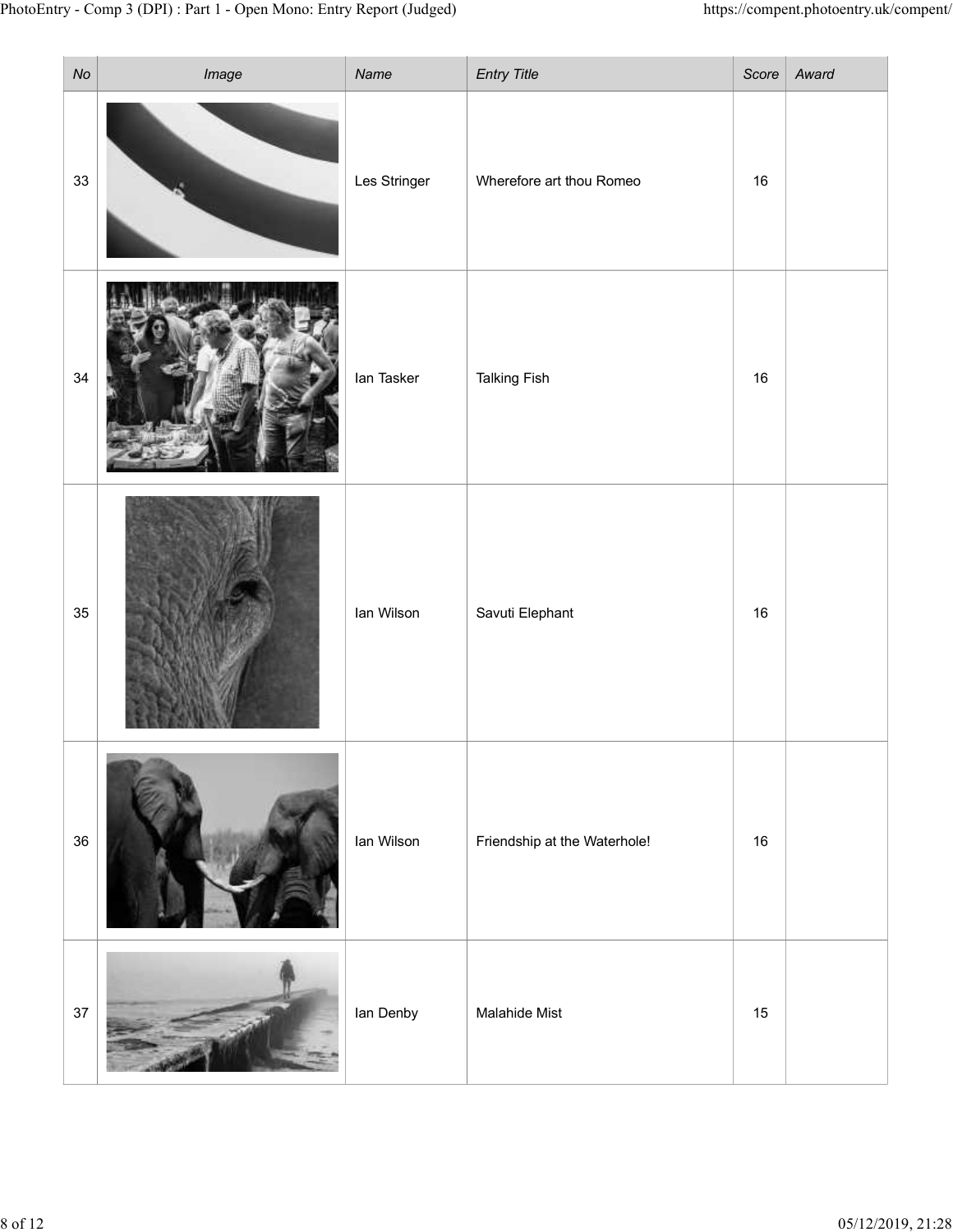| No | Image | Name | Entry Title | Score | Award |
|---|---|---|---|---|---|
| 33 | | Les Stringer | Wherefore art thou Romeo | 16 | |
| 34 | | Ian Tasker | Talking Fish | 16 | |
| 35 | | Ian Wilson | Savuti Elephant | 16 | |
| 36 | | Ian Wilson | Friendship at the Waterhole! | 16 | |
| 37 | | Ian Denby | Malahide Mist | 15 | |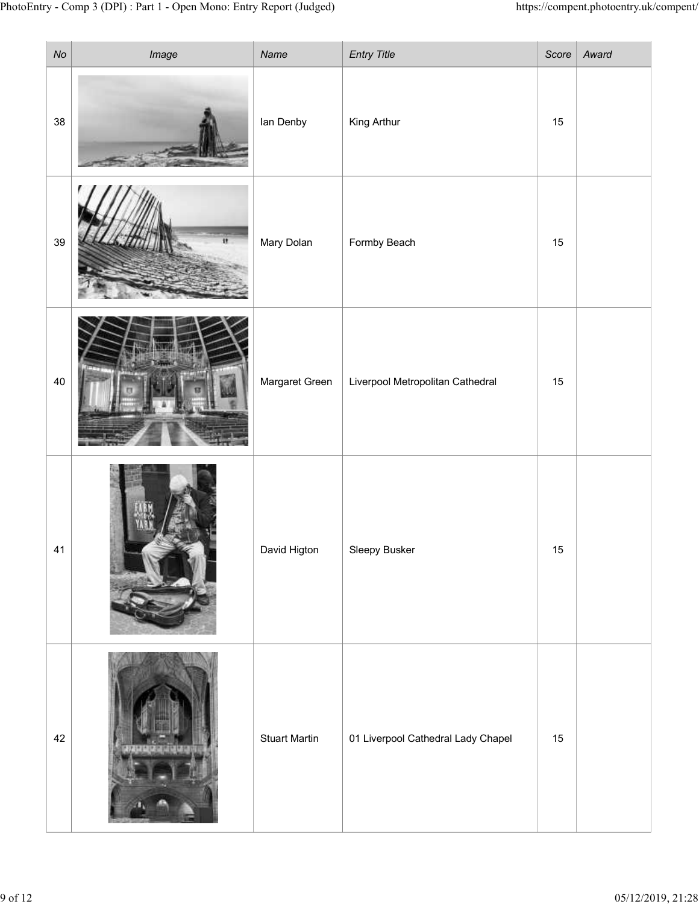| No | Image | Name | Entry Title | Score | Award |
|---|---|---|---|---|---|
| 38 | | Ian Denby | King Arthur | 15 | |
| 39 | | Mary Dolan | Formby Beach | 15 | |
| 40 | | Margaret Green | Liverpool Metropolitan Cathedral | 15 | |
| 41 | | David Higton | Sleepy Busker | 15 | |
| 42 | | Stuart Martin | 01 Liverpool Cathedral Lady Chapel | 15 | |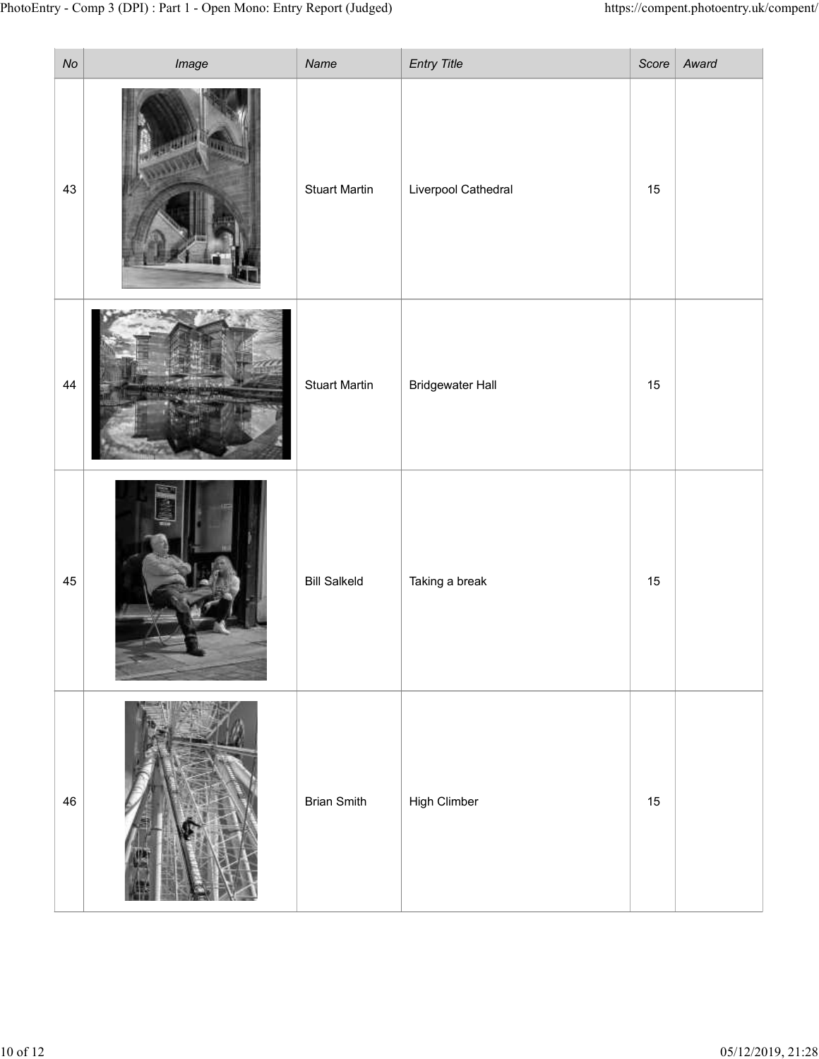| No | Image | Name | Entry Title | Score | Award |
|---|---|---|---|---|---|
| 43 | | Stuart Martin | Liverpool Cathedral | 15 | |
| 44 | | Stuart Martin | Bridgewater Hall | 15 | |
| 45 | | Bill Salkeld | Taking a break | 15 | |
| 46 | | Brian Smith | High Climber | 15 | |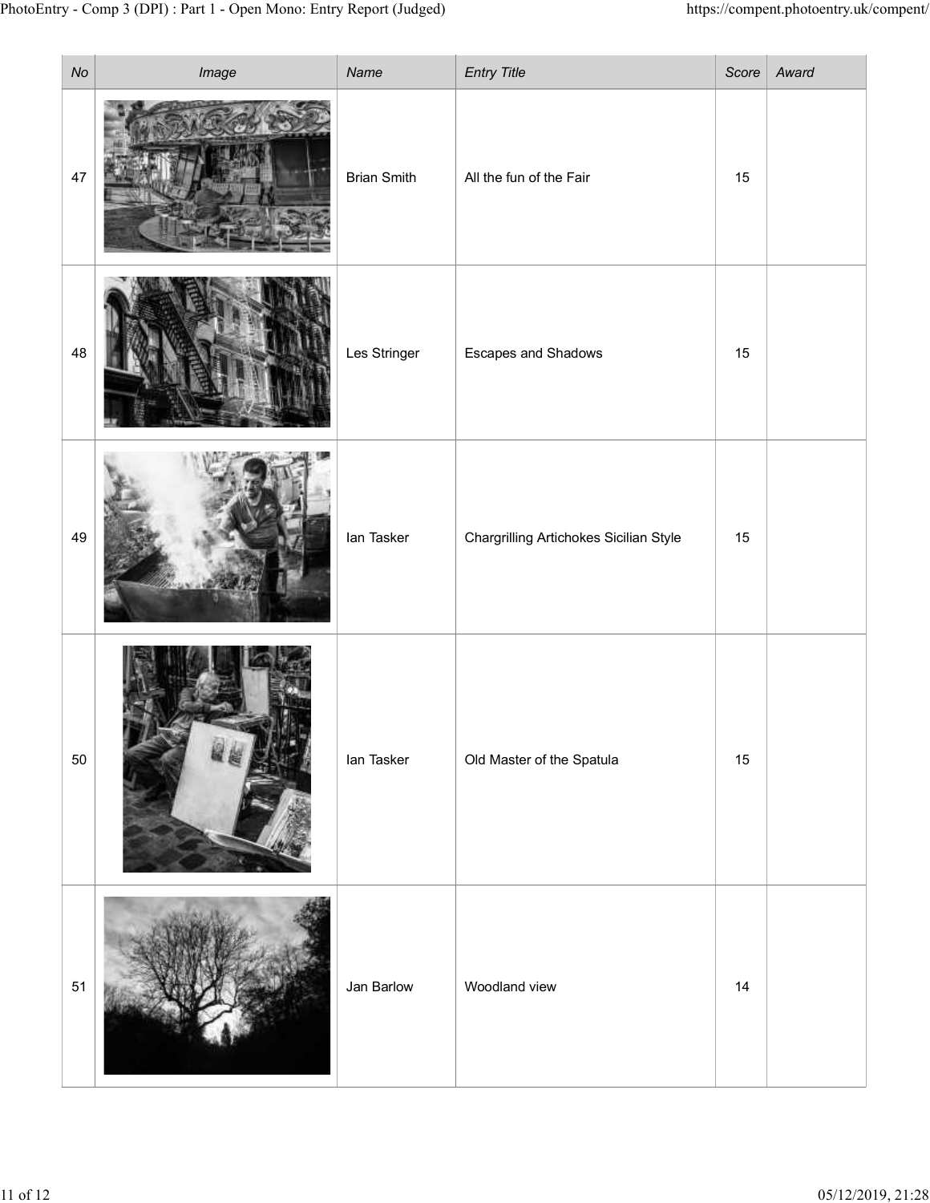| No | Image | Name | Entry Title | Score | Award |
|---|---|---|---|---|---|
| 47 | | Brian Smith | All the fun of the Fair | 15 | |
| 48 | | Les Stringer | Escapes and Shadows | 15 | |
| 49 | | Ian Tasker | Chargrilling Artichokes Sicilian Style | 15 | |
| 50 | | Ian Tasker | Old Master of the Spatula | 15 | |
| 51 | | Jan Barlow | Woodland view | 14 | |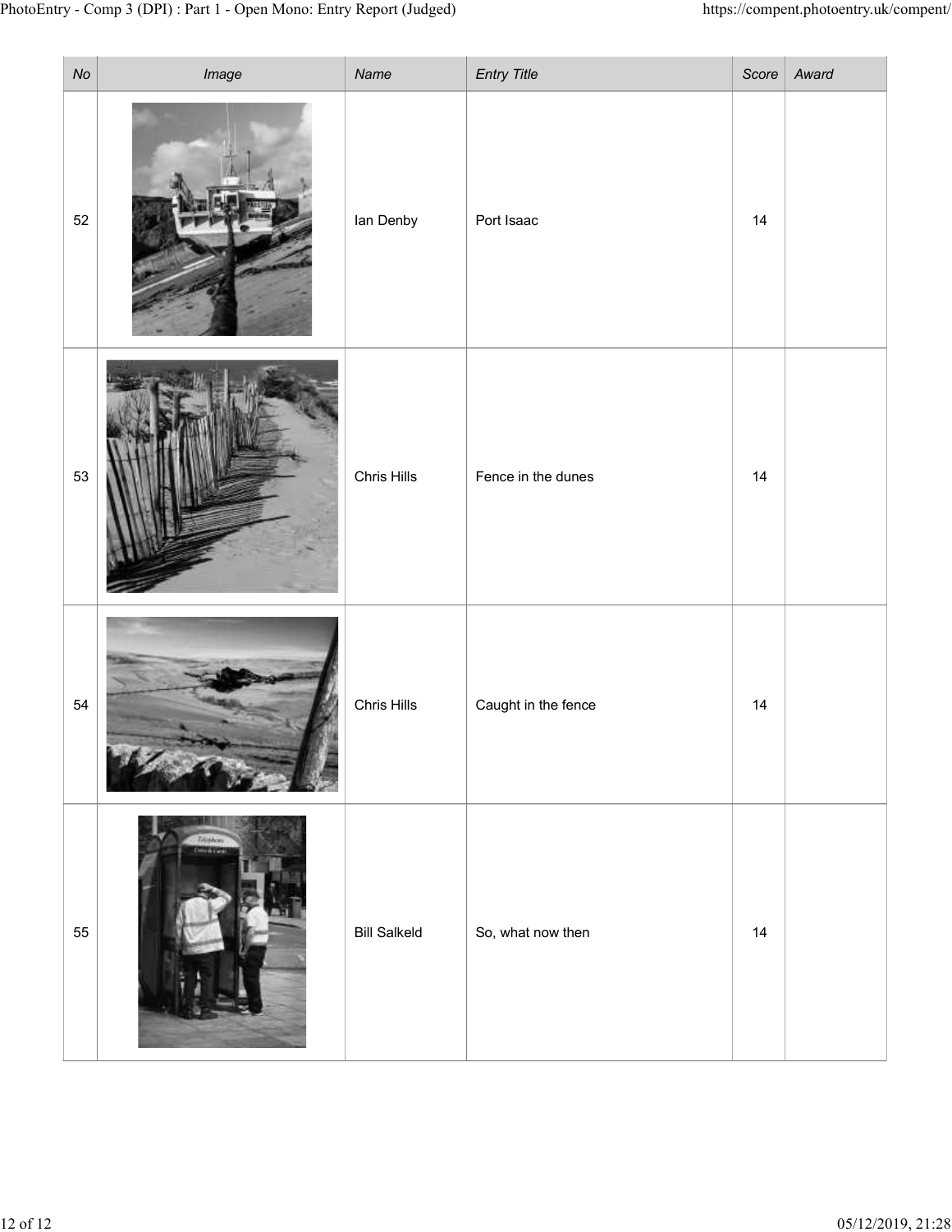| No | Image | Name | Entry Title | Score | Award |
| --- | --- | --- | --- | --- | --- |
| 52 | | Ian Denby | Port Isaac | 14 | |
| 53 | | Chris Hills | Fence in the dunes | 14 | |
| 54 | | Chris Hills | Caught in the fence | 14 | |
| 55 | | Bill Salkeld | So, what now then | 14 | |